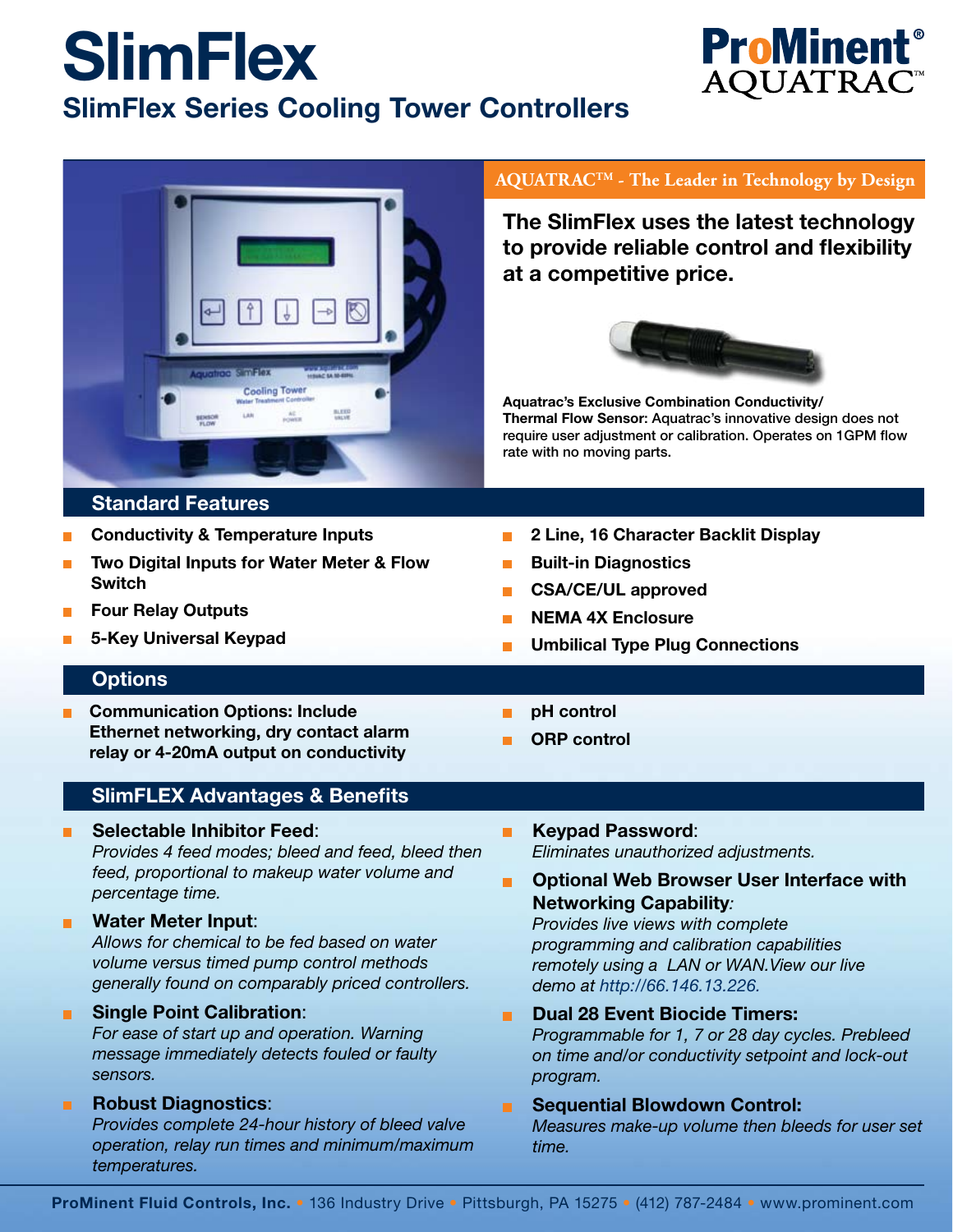# SlimFlex

## SlimFlex Series Cooling Tower Controllers

ProMinent® AQUATRAC™

**AQUATRAC™ - The Leader in Technology by Design**

**The SlimFlex uses the latest technology to provide reliable control and flexibility at a competitive price.**

**Aquatrac's Exclusive Combination Conductivity/ Thermal Flow Sensor:** Aquatrac's innovative design does not require user adjustment or calibration. Operates on 1GPM flow rate with no moving parts.

## Standard Features

- Conductivity & Temperature Inputs
- Two Digital Inputs for Water Meter & Flow Switch
- Four Relay Outputs
- 5-Key Universal Keypad
- 2 Line, 16 Character Backlit Display
- Built-in Diagnostics
- CSA/CE/UL approved
- NEMA 4X Enclosure
- Umbilical Type Plug Connections

## Options

- Communication Options: Include Ethernet networking, dry contact alarm relay or 4-20mA output on conductivity
- pH control
- ORP control

## SlimFLEX Advantages & Benefits

- **Selectable Inhibitor Feed**:
  *Provides 4 feed modes; bleed and feed, bleed then feed, proportional to makeup water volume and percentage time.*
- **Water Meter Input**:
  *Allows for chemical to be fed based on water volume versus timed pump control methods generally found on comparably priced controllers.*
- **Single Point Calibration**:
  *For ease of start up and operation. Warning message immediately detects fouled or faulty sensors.*
- **Robust Diagnostics**:
  *Provides complete 24-hour history of bleed valve operation, relay run times and minimum/maximum temperatures.*
- **Keypad Password**:
  *Eliminates unauthorized adjustments.*
- **Optional Web Browser User Interface with Networking Capability**:
  *Provides live views with complete programming and calibration capabilities remotely using a LAN or WAN. View our live demo at http://66.146.13.226.*
- **Dual 28 Event Biocide Timers:**
  *Programmable for 1, 7 or 28 day cycles. Prebleed on time and/or conductivity setpoint and lock-out program.*
- **Sequential Blowdown Control:**
  *Measures make-up volume then bleeds for user set time.*

**ProMinent Fluid Controls, Inc.** • 136 Industry Drive • Pittsburgh, PA 15275 • (412) 787-2484 • www.prominent.com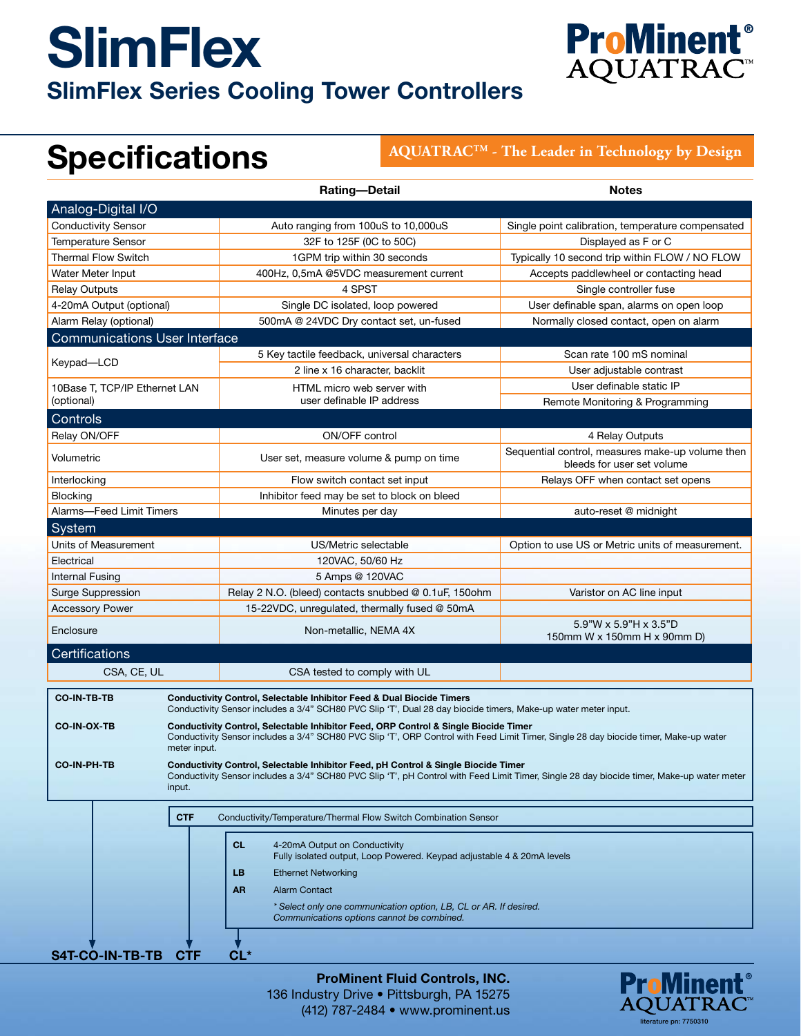# SlimFlex

## SlimFlex Series Cooling Tower Controllers

ProMinent® AQUATRAC™

# Specifications

**AQUATRAC™ - The Leader in Technology by Design**

| | Rating—Detail | Notes |
|---|---|---|
| **Analog-Digital I/O** | | |
| Conductivity Sensor | Auto ranging from 100uS to 10,000uS | Single point calibration, temperature compensated |
| Temperature Sensor | 32F to 125F (0C to 50C) | Displayed as F or C |
| Thermal Flow Switch | 1GPM trip within 30 seconds | Typically 10 second trip within FLOW / NO FLOW |
| Water Meter Input | 400Hz, 0,5mA @5VDC measurement current | Accepts paddlewheel or contacting head |
| Relay Outputs | 4 SPST | Single controller fuse |
| 4-20mA Output (optional) | Single DC isolated, loop powered | User definable span, alarms on open loop |
| Alarm Relay (optional) | 500mA @ 24VDC Dry contact set, un-fused | Normally closed contact, open on alarm |
| **Communications User Interface** | | |
| Keypad—LCD | 5 Key tactile feedback, universal characters | Scan rate 100 mS nominal |
| | 2 line x 16 character, backlit | User adjustable contrast |
| 10Base T, TCP/IP Ethernet LAN (optional) | HTML micro web server with user definable IP address | User definable static IP |
| | | Remote Monitoring & Programming |
| **Controls** | | |
| Relay ON/OFF | ON/OFF control | 4 Relay Outputs |
| Volumetric | User set, measure volume & pump on time | Sequential control, measures make-up volume then bleeds for user set volume |
| Interlocking | Flow switch contact set input | Relays OFF when contact set opens |
| Blocking | Inhibitor feed may be set to block on bleed | |
| Alarms—Feed Limit Timers | Minutes per day | auto-reset @ midnight |
| **System** | | |
| Units of Measurement | US/Metric selectable | Option to use US or Metric units of measurement. |
| Electrical | 120VAC, 50/60 Hz | |
| Internal Fusing | 5 Amps @ 120VAC | |
| Surge Suppression | Relay 2 N.O. (bleed) contacts snubbed @ 0.1uF, 150ohm | Varistor on AC line input |
| Accessory Power | 15-22VDC, unregulated, thermally fused @ 50mA | |
| Enclosure | Non-metallic, NEMA 4X | 5.9"W x 5.9"H x 3.5"D 150mm W x 150mm H x 90mm D) |
| **Certifications** | | |
| CSA, CE, UL | CSA tested to comply with UL | |

**CO-IN-TB-TB** — **Conductivity Control, Selectable Inhibitor Feed & Dual Biocide Timers**
Conductivity Sensor includes a 3/4" SCH80 PVC Slip 'T', Dual 28 day biocide timers, Make-up water meter input.

**CO-IN-OX-TB** — **Conductivity Control, Selectable Inhibitor Feed, ORP Control & Single Biocide Timer**
Conductivity Sensor includes a 3/4" SCH80 PVC Slip 'T', ORP Control with Feed Limit Timer, Single 28 day biocide timer, Make-up water meter input.

**CO-IN-PH-TB** — **Conductivity Control, Selectable Inhibitor Feed, pH Control & Single Biocide Timer**
Conductivity Sensor includes a 3/4" SCH80 PVC Slip 'T', pH Control with Feed Limit Timer, Single 28 day biocide timer, Make-up water meter input.

**CTF** — Conductivity/Temperature/Thermal Flow Switch Combination Sensor

**CL** — 4-20mA Output on Conductivity
Fully isolated output, Loop Powered. Keypad adjustable 4 & 20mA levels

**LB** — Ethernet Networking

**AR** — Alarm Contact

*\* Select only one communication option, LB, CL or AR. If desired. Communications options cannot be combined.*

**S4T-CO-IN-TB-TB CTF CL\***

**ProMinent Fluid Controls, INC.**
136 Industry Drive • Pittsburgh, PA 15275
(412) 787-2484 • www.prominent.us

ProMinent® AQUATRAC™
literature pn: 7750310